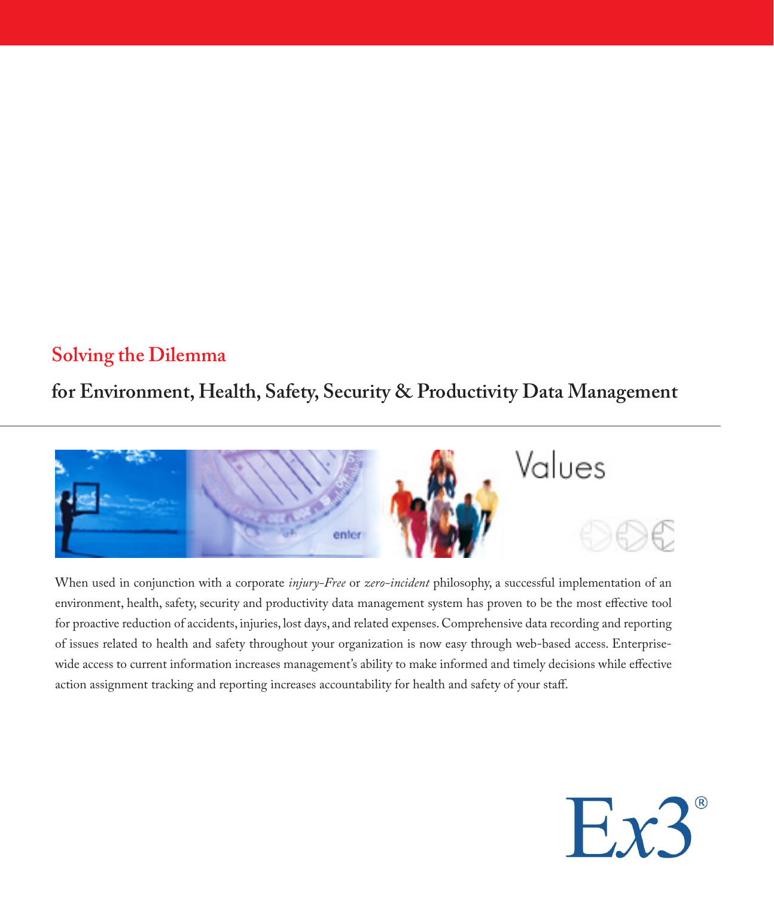## Solving the Dilemma

### for Environment, Health, Safety, Security & Productivity Data Management

Values

When used in conjunction with a corporate *injury-Free* or *zero-incident* philosophy, a successful implementation of an environment, health, safety, security and productivity data management system has proven to be the most effective tool for proactive reduction of accidents, injuries, lost days, and related expenses. Comprehensive data recording and reporting of issues related to health and safety throughout your organization is now easy through web-based access. Enterprise-wide access to current information increases management's ability to make informed and timely decisions while effective action assignment tracking and reporting increases accountability for health and safety of your staff.

Ex3®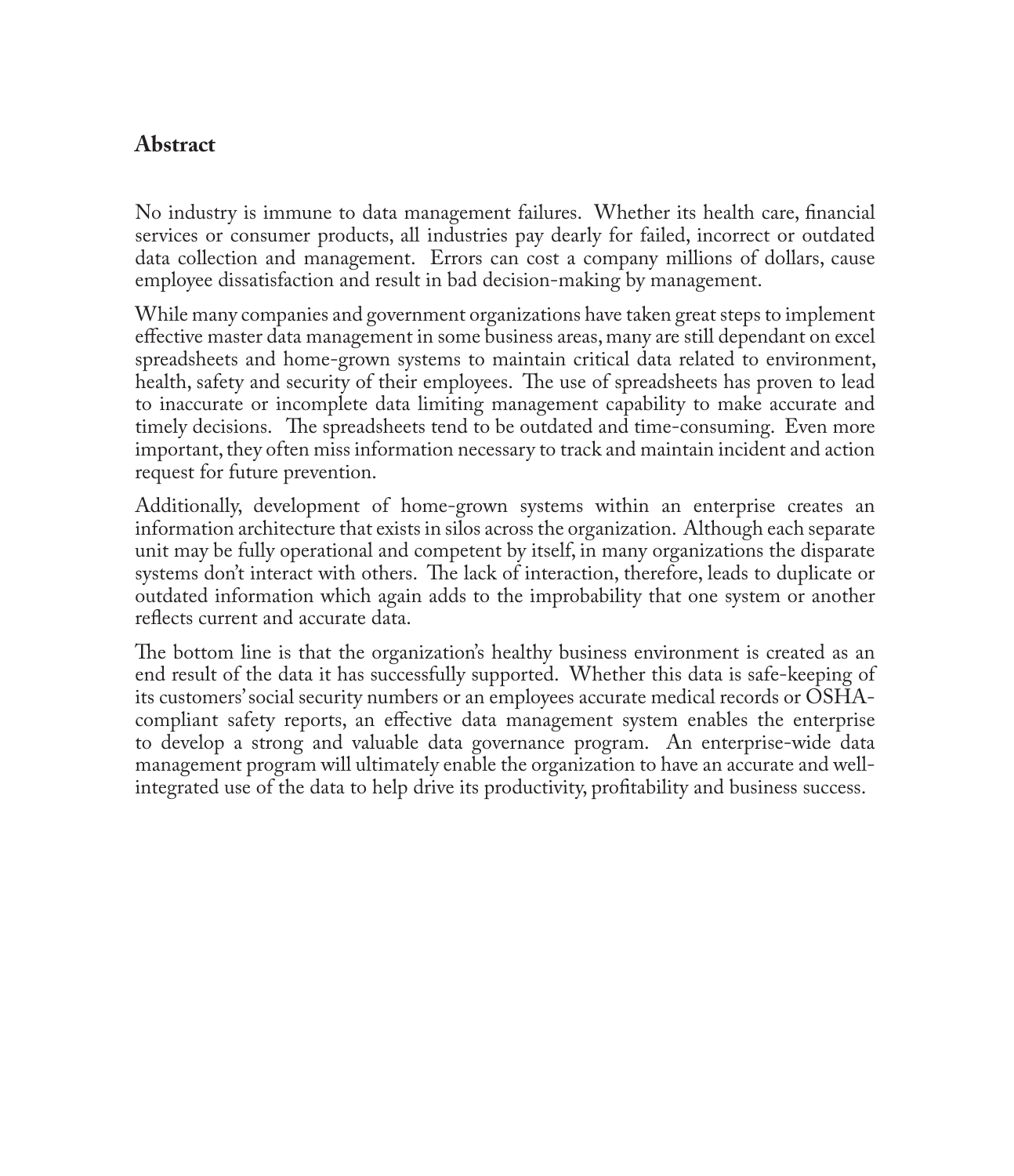## Abstract

No industry is immune to data management failures. Whether its health care, financial services or consumer products, all industries pay dearly for failed, incorrect or outdated data collection and management. Errors can cost a company millions of dollars, cause employee dissatisfaction and result in bad decision-making by management.

While many companies and government organizations have taken great steps to implement effective master data management in some business areas, many are still dependant on excel spreadsheets and home-grown systems to maintain critical data related to environment, health, safety and security of their employees. The use of spreadsheets has proven to lead to inaccurate or incomplete data limiting management capability to make accurate and timely decisions. The spreadsheets tend to be outdated and time-consuming. Even more important, they often miss information necessary to track and maintain incident and action request for future prevention.

Additionally, development of home-grown systems within an enterprise creates an information architecture that exists in silos across the organization. Although each separate unit may be fully operational and competent by itself, in many organizations the disparate systems don't interact with others. The lack of interaction, therefore, leads to duplicate or outdated information which again adds to the improbability that one system or another reflects current and accurate data.

The bottom line is that the organization's healthy business environment is created as an end result of the data it has successfully supported. Whether this data is safe-keeping of its customers' social security numbers or an employees accurate medical records or OSHA-compliant safety reports, an effective data management system enables the enterprise to develop a strong and valuable data governance program. An enterprise-wide data management program will ultimately enable the organization to have an accurate and well-integrated use of the data to help drive its productivity, profitability and business success.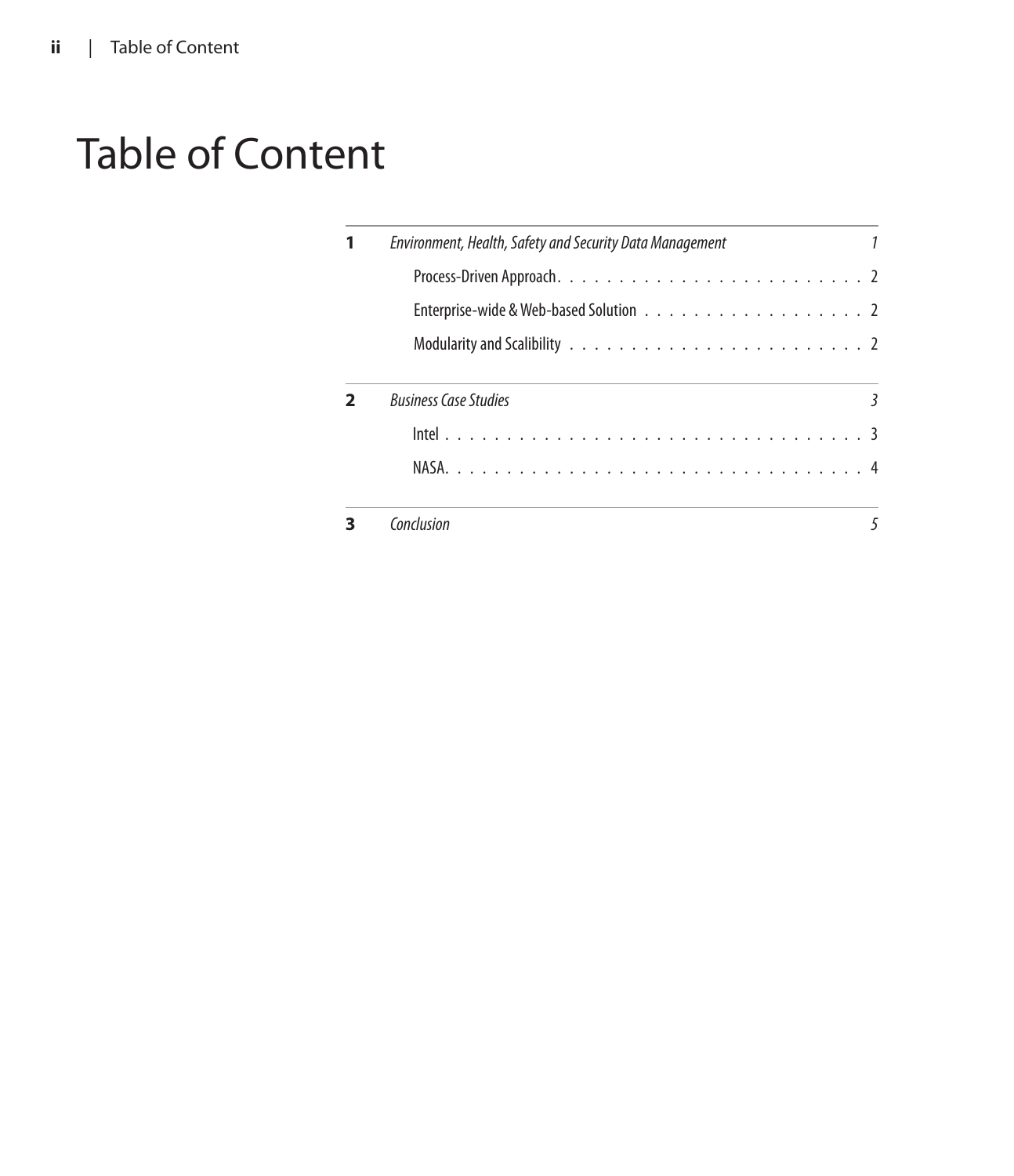# Table of Content

**1** *Environment, Health, Safety and Security Data Management* 1

- Process-Driven Approach . . . . . . . . . . . . . . . . . . . . . . . . . 2
- Enterprise-wide & Web-based Solution . . . . . . . . . . . . . . . . . . 2
- Modularity and Scalibility . . . . . . . . . . . . . . . . . . . . . . . . 2

**2** *Business Case Studies* 3

- Intel . . . . . . . . . . . . . . . . . . . . . . . . . . . . . . . . . 3
- NASA . . . . . . . . . . . . . . . . . . . . . . . . . . . . . . . . . 4

**3** *Conclusion* 5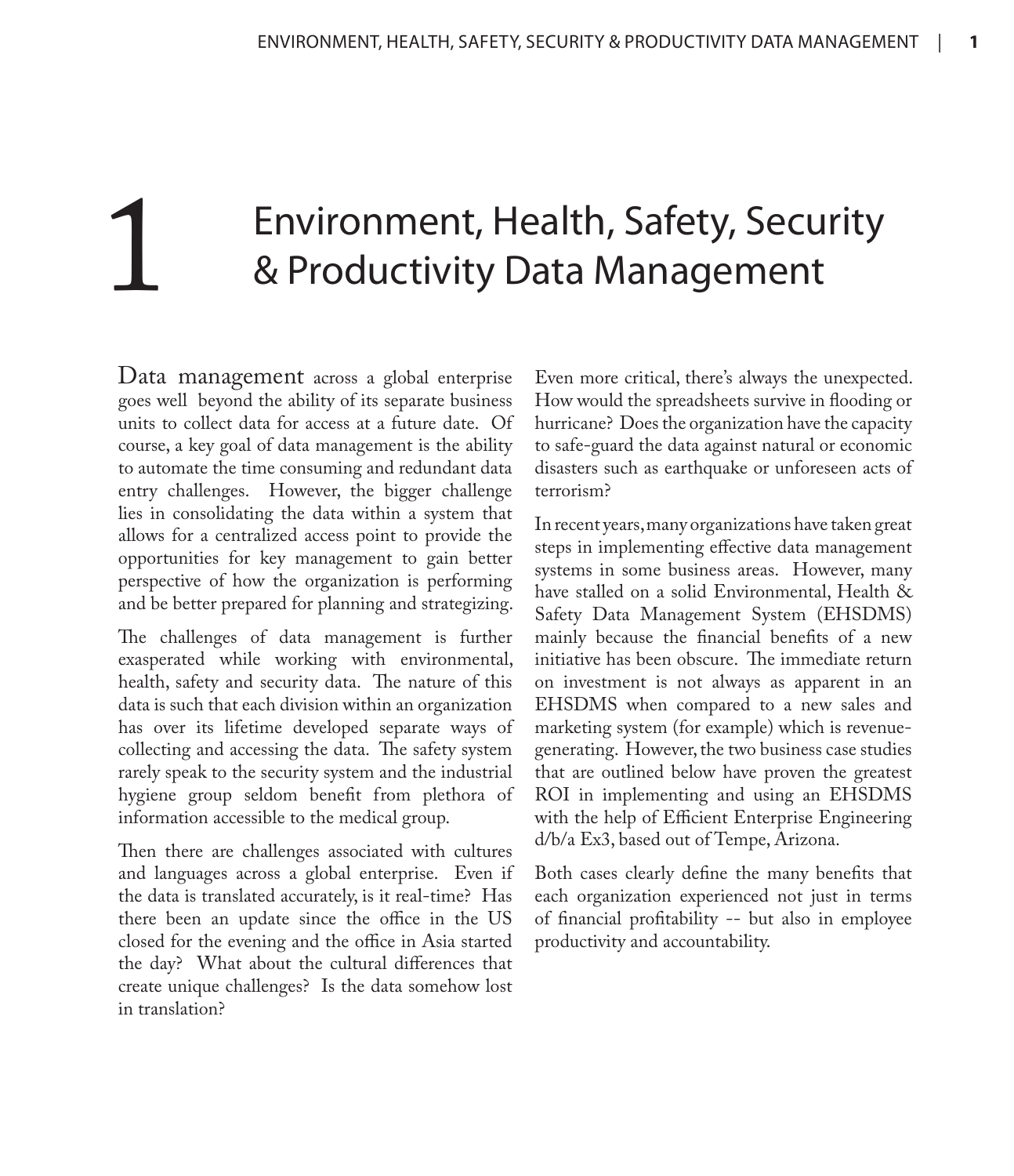#   1 Environment, Health, Safety, Security & Productivity Data Management

Data management across a global enterprise goes well beyond the ability of its separate business units to collect data for access at a future date. Of course, a key goal of data management is the ability to automate the time consuming and redundant data entry challenges. However, the bigger challenge lies in consolidating the data within a system that allows for a centralized access point to provide the opportunities for key management to gain better perspective of how the organization is performing and be better prepared for planning and strategizing.

The challenges of data management is further exasperated while working with environmental, health, safety and security data. The nature of this data is such that each division within an organization has over its lifetime developed separate ways of collecting and accessing the data. The safety system rarely speak to the security system and the industrial hygiene group seldom benefit from plethora of information accessible to the medical group.

Then there are challenges associated with cultures and languages across a global enterprise. Even if the data is translated accurately, is it real-time? Has there been an update since the office in the US closed for the evening and the office in Asia started the day? What about the cultural differences that create unique challenges? Is the data somehow lost in translation?

Even more critical, there's always the unexpected. How would the spreadsheets survive in flooding or hurricane? Does the organization have the capacity to safe-guard the data against natural or economic disasters such as earthquake or unforeseen acts of terrorism?

In recent years, many organizations have taken great steps in implementing effective data management systems in some business areas. However, many have stalled on a solid Environmental, Health & Safety Data Management System (EHSDMS) mainly because the financial benefits of a new initiative has been obscure. The immediate return on investment is not always as apparent in an EHSDMS when compared to a new sales and marketing system (for example) which is revenue-generating. However, the two business case studies that are outlined below have proven the greatest ROI in implementing and using an EHSDMS with the help of Efficient Enterprise Engineering d/b/a Ex3, based out of Tempe, Arizona.

Both cases clearly define the many benefits that each organization experienced not just in terms of financial profitability -- but also in employee productivity and accountability.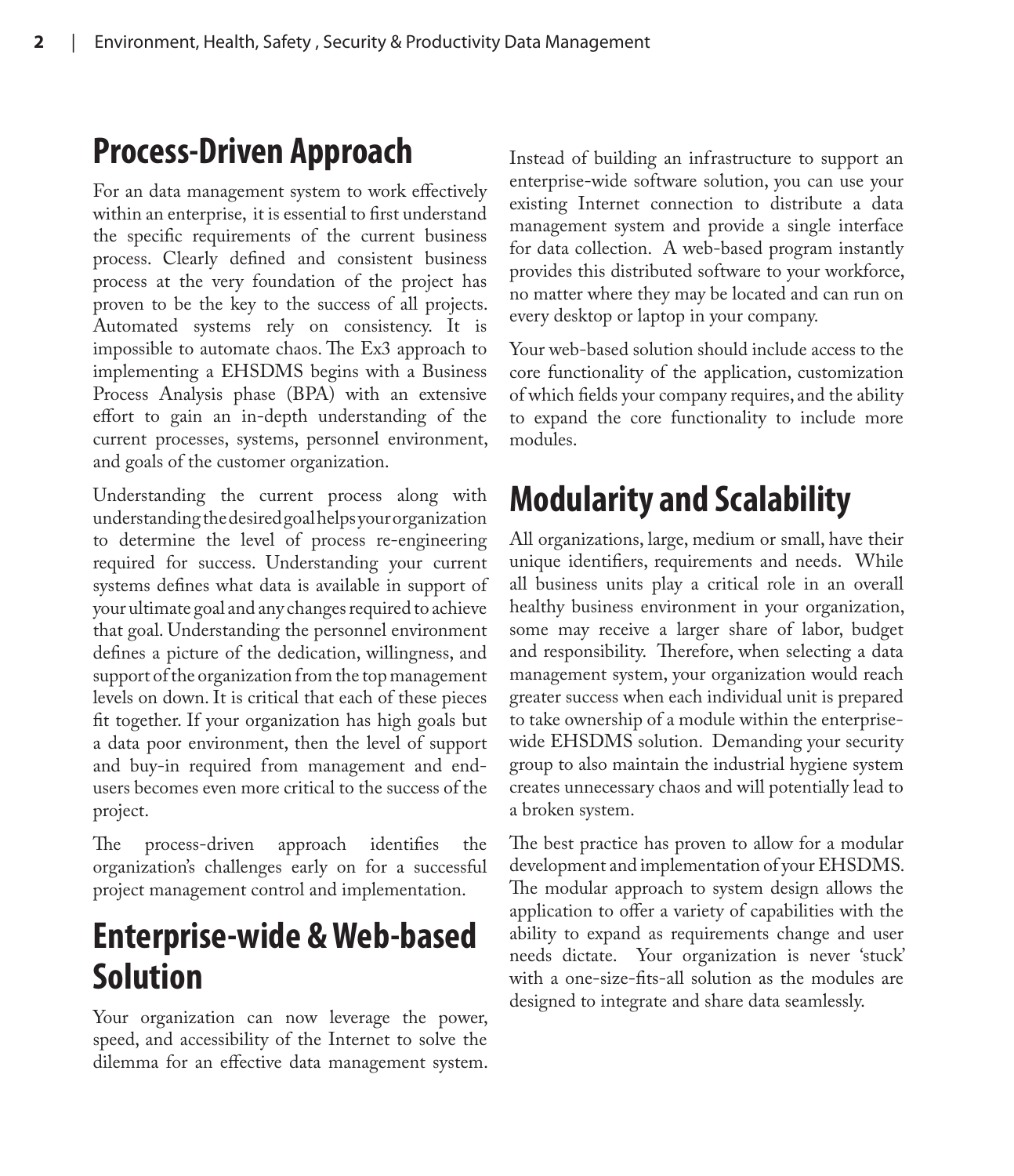## Process-Driven Approach

For an data management system to work effectively within an enterprise, it is essential to first understand the specific requirements of the current business process. Clearly defined and consistent business process at the very foundation of the project has proven to be the key to the success of all projects. Automated systems rely on consistency. It is impossible to automate chaos. The Ex3 approach to implementing a EHSDMS begins with a Business Process Analysis phase (BPA) with an extensive effort to gain an in-depth understanding of the current processes, systems, personnel environment, and goals of the customer organization.

Understanding the current process along with understanding the desired goal helps your organization to determine the level of process re-engineering required for success. Understanding your current systems defines what data is available in support of your ultimate goal and any changes required to achieve that goal. Understanding the personnel environment defines a picture of the dedication, willingness, and support of the organization from the top management levels on down. It is critical that each of these pieces fit together. If your organization has high goals but a data poor environment, then the level of support and buy-in required from management and end-users becomes even more critical to the success of the project.

The process-driven approach identifies the organization's challenges early on for a successful project management control and implementation.

## Enterprise-wide & Web-based Solution

Your organization can now leverage the power, speed, and accessibility of the Internet to solve the dilemma for an effective data management system. Instead of building an infrastructure to support an enterprise-wide software solution, you can use your existing Internet connection to distribute a data management system and provide a single interface for data collection. A web-based program instantly provides this distributed software to your workforce, no matter where they may be located and can run on every desktop or laptop in your company.

Your web-based solution should include access to the core functionality of the application, customization of which fields your company requires, and the ability to expand the core functionality to include more modules.

## Modularity and Scalability

All organizations, large, medium or small, have their unique identifiers, requirements and needs. While all business units play a critical role in an overall healthy business environment in your organization, some may receive a larger share of labor, budget and responsibility. Therefore, when selecting a data management system, your organization would reach greater success when each individual unit is prepared to take ownership of a module within the enterprise-wide EHSDMS solution. Demanding your security group to also maintain the industrial hygiene system creates unnecessary chaos and will potentially lead to a broken system.

The best practice has proven to allow for a modular development and implementation of your EHSDMS. The modular approach to system design allows the application to offer a variety of capabilities with the ability to expand as requirements change and user needs dictate. Your organization is never 'stuck' with a one-size-fits-all solution as the modules are designed to integrate and share data seamlessly.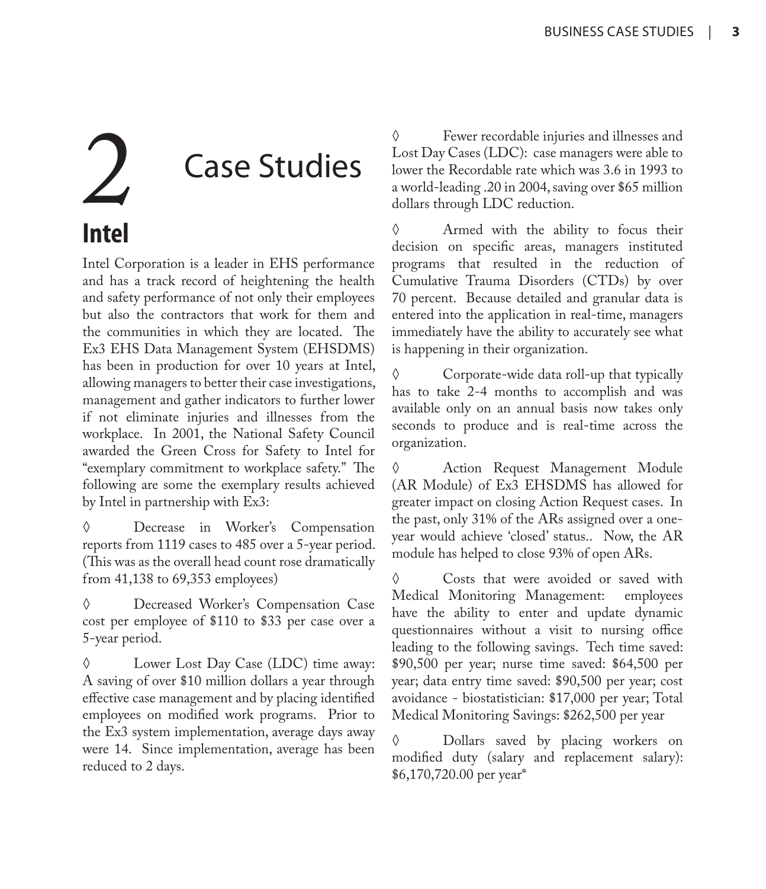# 2 Case Studies

## Intel

Intel Corporation is a leader in EHS performance and has a track record of heightening the health and safety performance of not only their employees but also the contractors that work for them and the communities in which they are located. The Ex3 EHS Data Management System (EHSDMS) has been in production for over 10 years at Intel, allowing managers to better their case investigations, management and gather indicators to further lower if not eliminate injuries and illnesses from the workplace. In 2001, the National Safety Council awarded the Green Cross for Safety to Intel for "exemplary commitment to workplace safety." The following are some the exemplary results achieved by Intel in partnership with Ex3:

◊ Decrease in Worker's Compensation reports from 1119 cases to 485 over a 5-year period. (This was as the overall head count rose dramatically from 41,138 to 69,353 employees)

◊ Decreased Worker's Compensation Case cost per employee of $110 to $33 per case over a 5-year period.

◊ Lower Lost Day Case (LDC) time away: A saving of over $10 million dollars a year through effective case management and by placing identified employees on modified work programs. Prior to the Ex3 system implementation, average days away were 14. Since implementation, average has been reduced to 2 days.

◊ Fewer recordable injuries and illnesses and Lost Day Cases (LDC): case managers were able to lower the Recordable rate which was 3.6 in 1993 to a world-leading .20 in 2004, saving over $65 million dollars through LDC reduction.

◊ Armed with the ability to focus their decision on specific areas, managers instituted programs that resulted in the reduction of Cumulative Trauma Disorders (CTDs) by over 70 percent. Because detailed and granular data is entered into the application in real-time, managers immediately have the ability to accurately see what is happening in their organization.

◊ Corporate-wide data roll-up that typically has to take 2-4 months to accomplish and was available only on an annual basis now takes only seconds to produce and is real-time across the organization.

◊ Action Request Management Module (AR Module) of Ex3 EHSDMS has allowed for greater impact on closing Action Request cases. In the past, only 31% of the ARs assigned over a one-year would achieve 'closed' status.. Now, the AR module has helped to close 93% of open ARs.

◊ Costs that were avoided or saved with Medical Monitoring Management: employees have the ability to enter and update dynamic questionnaires without a visit to nursing office leading to the following savings. Tech time saved: $90,500 per year; nurse time saved: $64,500 per year; data entry time saved: $90,500 per year; cost avoidance - biostatistician: $17,000 per year; Total Medical Monitoring Savings: $262,500 per year

◊ Dollars saved by placing workers on modified duty (salary and replacement salary): $6,170,720.00 per year*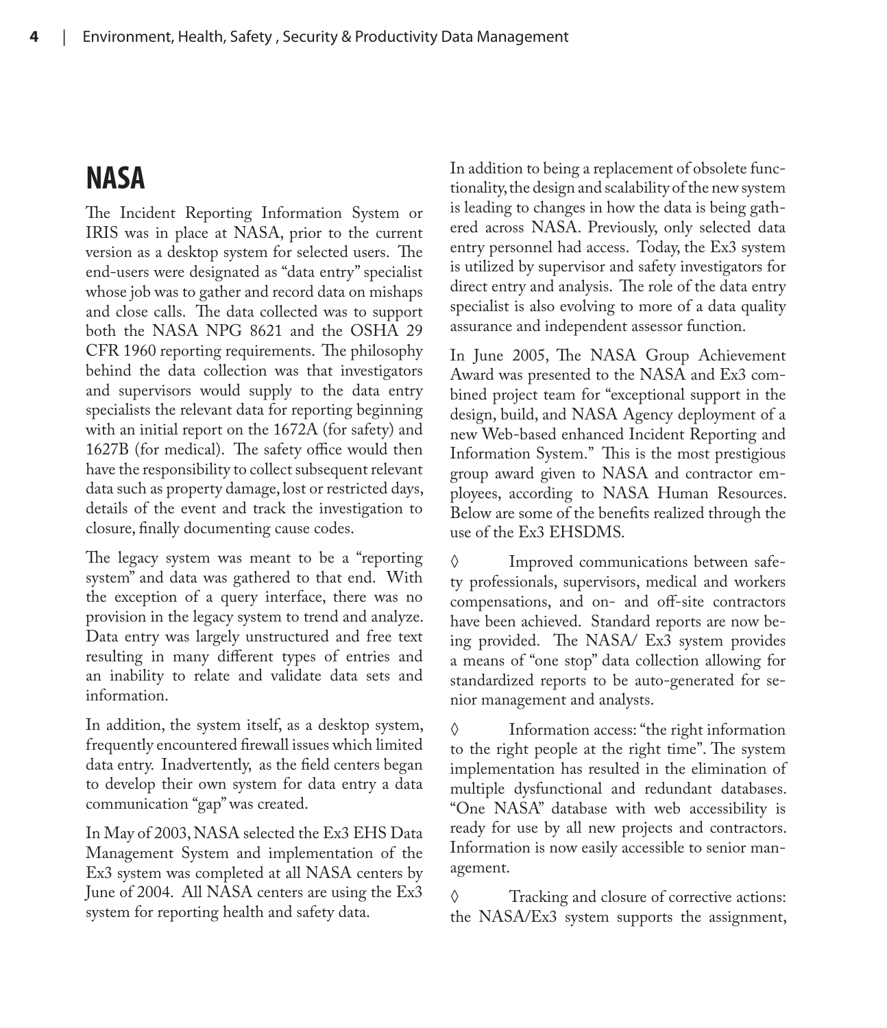## NASA

The Incident Reporting Information System or IRIS was in place at NASA, prior to the current version as a desktop system for selected users. The end-users were designated as "data entry" specialist whose job was to gather and record data on mishaps and close calls. The data collected was to support both the NASA NPG 8621 and the OSHA 29 CFR 1960 reporting requirements. The philosophy behind the data collection was that investigators and supervisors would supply to the data entry specialists the relevant data for reporting beginning with an initial report on the 1672A (for safety) and 1627B (for medical). The safety office would then have the responsibility to collect subsequent relevant data such as property damage, lost or restricted days, details of the event and track the investigation to closure, finally documenting cause codes.

The legacy system was meant to be a "reporting system" and data was gathered to that end. With the exception of a query interface, there was no provision in the legacy system to trend and analyze. Data entry was largely unstructured and free text resulting in many different types of entries and an inability to relate and validate data sets and information.

In addition, the system itself, as a desktop system, frequently encountered firewall issues which limited data entry. Inadvertently, as the field centers began to develop their own system for data entry a data communication "gap" was created.

In May of 2003, NASA selected the Ex3 EHS Data Management System and implementation of the Ex3 system was completed at all NASA centers by June of 2004. All NASA centers are using the Ex3 system for reporting health and safety data.

In addition to being a replacement of obsolete functionality, the design and scalability of the new system is leading to changes in how the data is being gathered across NASA. Previously, only selected data entry personnel had access. Today, the Ex3 system is utilized by supervisor and safety investigators for direct entry and analysis. The role of the data entry specialist is also evolving to more of a data quality assurance and independent assessor function.

In June 2005, The NASA Group Achievement Award was presented to the NASA and Ex3 combined project team for "exceptional support in the design, build, and NASA Agency deployment of a new Web-based enhanced Incident Reporting and Information System." This is the most prestigious group award given to NASA and contractor employees, according to NASA Human Resources. Below are some of the benefits realized through the use of the Ex3 EHSDMS.

◊ Improved communications between safety professionals, supervisors, medical and workers compensations, and on- and off-site contractors have been achieved. Standard reports are now being provided. The NASA/ Ex3 system provides a means of "one stop" data collection allowing for standardized reports to be auto-generated for senior management and analysts.

◊ Information access: "the right information to the right people at the right time". The system implementation has resulted in the elimination of multiple dysfunctional and redundant databases. "One NASA" database with web accessibility is ready for use by all new projects and contractors. Information is now easily accessible to senior management.

◊ Tracking and closure of corrective actions: the NASA/Ex3 system supports the assignment,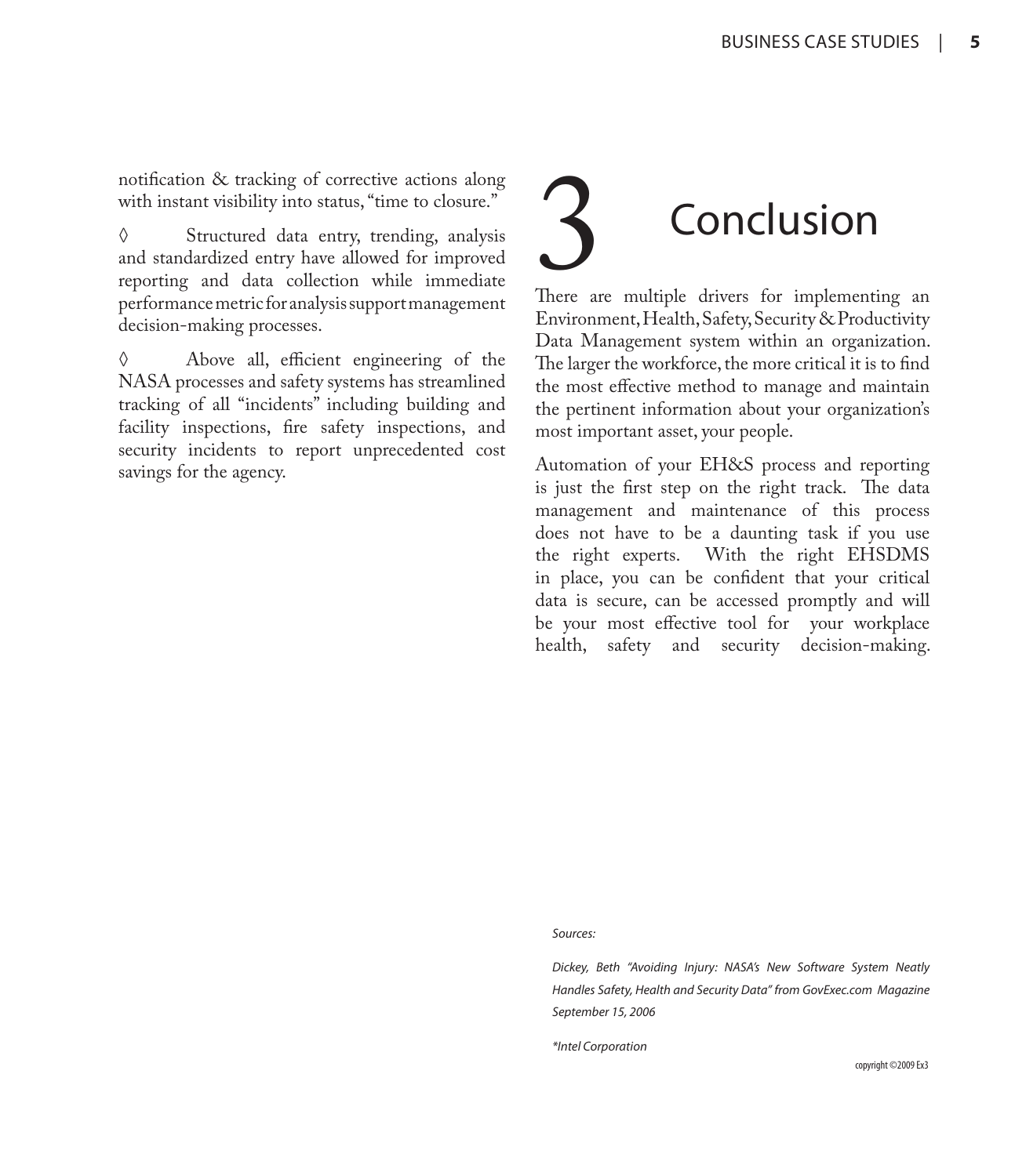notification & tracking of corrective actions along with instant visibility into status, "time to closure."

◊ Structured data entry, trending, analysis and standardized entry have allowed for improved reporting and data collection while immediate performance metric for analysis support management decision-making processes.

◊ Above all, efficient engineering of the NASA processes and safety systems has streamlined tracking of all "incidents" including building and facility inspections, fire safety inspections, and security incidents to report unprecedented cost savings for the agency.

# 3 Conclusion

There are multiple drivers for implementing an Environment, Health, Safety, Security & Productivity Data Management system within an organization. The larger the workforce, the more critical it is to find the most effective method to manage and maintain the pertinent information about your organization's most important asset, your people.

Automation of your EH&S process and reporting is just the first step on the right track. The data management and maintenance of this process does not have to be a daunting task if you use the right experts. With the right EHSDMS in place, you can be confident that your critical data is secure, can be accessed promptly and will be your most effective tool for your workplace health, safety and security decision-making.

*Sources:*

*Dickey, Beth "Avoiding Injury: NASA's New Software System Neatly Handles Safety, Health and Security Data" from GovExec.com Magazine September 15, 2006*

*\*Intel Corporation*

copyright ©2009 Ex3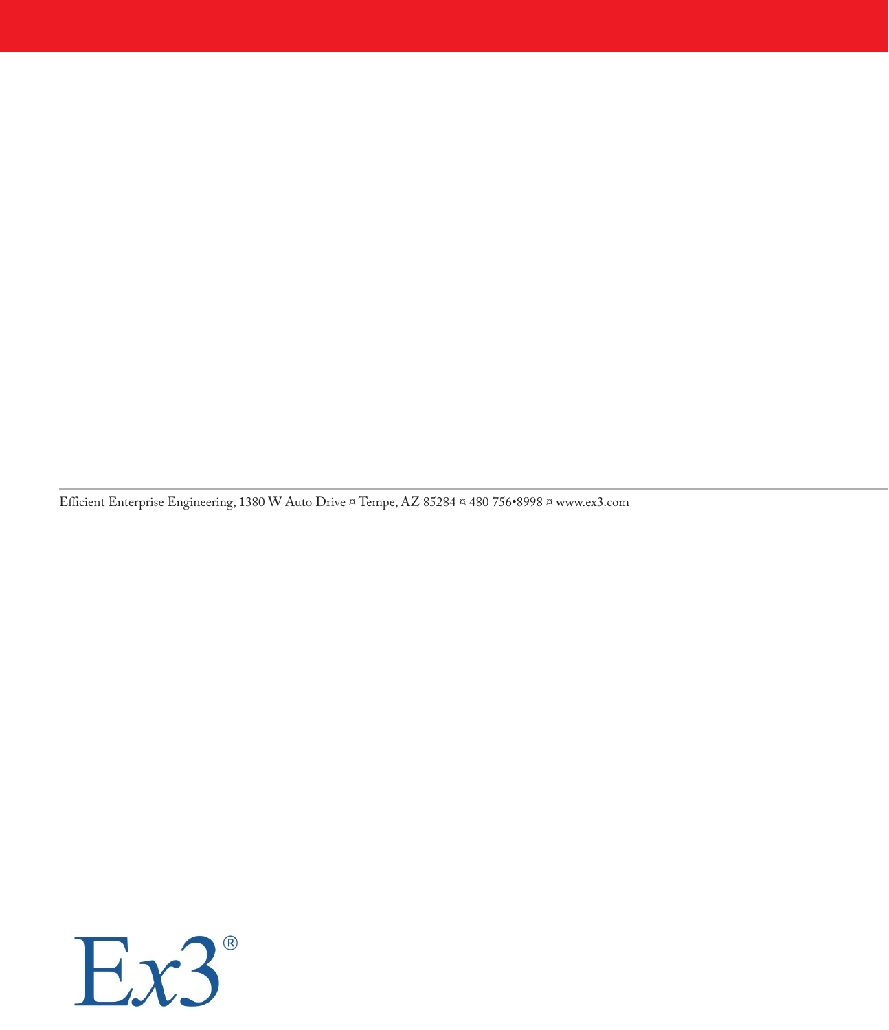Efficient Enterprise Engineering, 1380 W Auto Drive ¤ Tempe, AZ 85284 ¤ 480 756•8998 ¤ www.ex3.com

Ex3®